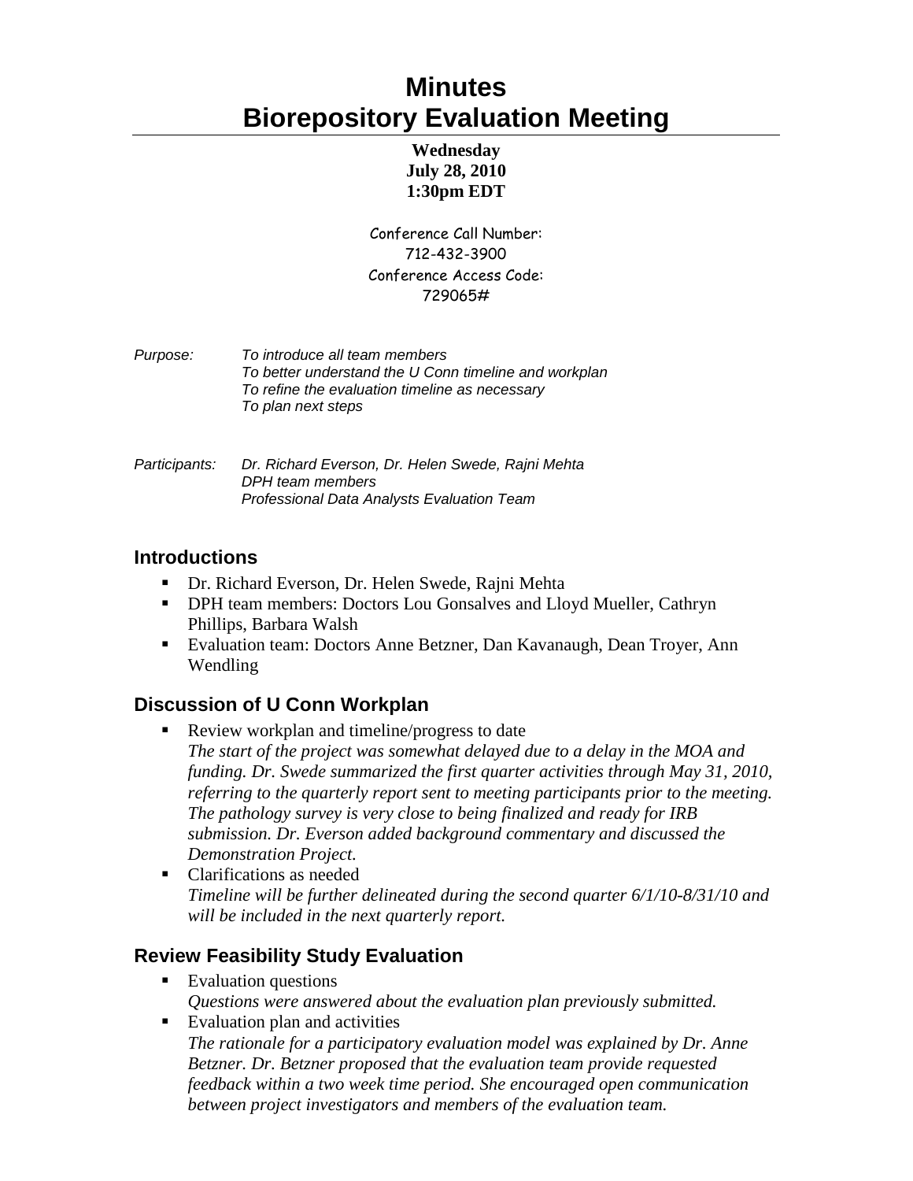# Minutes
# Biorepository Evaluation Meeting

**Wednesday**
**July 28, 2010**
**1:30pm EDT**

Conference Call Number:
712-432-3900
Conference Access Code:
729065#

*Purpose:* *To introduce all team members*
*To better understand the U Conn timeline and workplan*
*To refine the evaluation timeline as necessary*
*To plan next steps*

*Participants:* *Dr. Richard Everson, Dr. Helen Swede, Rajni Mehta*
*DPH team members*
*Professional Data Analysts Evaluation Team*

## Introductions

- Dr. Richard Everson, Dr. Helen Swede, Rajni Mehta
- DPH team members: Doctors Lou Gonsalves and Lloyd Mueller, Cathryn Phillips, Barbara Walsh
- Evaluation team: Doctors Anne Betzner, Dan Kavanaugh, Dean Troyer, Ann Wendling

## Discussion of U Conn Workplan

- Review workplan and timeline/progress to date
  *The start of the project was somewhat delayed due to a delay in the MOA and funding. Dr. Swede summarized the first quarter activities through May 31, 2010, referring to the quarterly report sent to meeting participants prior to the meeting. The pathology survey is very close to being finalized and ready for IRB submission. Dr. Everson added background commentary and discussed the Demonstration Project.*
- Clarifications as needed
  *Timeline will be further delineated during the second quarter 6/1/10-8/31/10 and will be included in the next quarterly report.*

## Review Feasibility Study Evaluation

- Evaluation questions
  *Questions were answered about the evaluation plan previously submitted.*
- Evaluation plan and activities
  *The rationale for a participatory evaluation model was explained by Dr. Anne Betzner. Dr. Betzner proposed that the evaluation team provide requested feedback within a two week time period. She encouraged open communication between project investigators and members of the evaluation team.*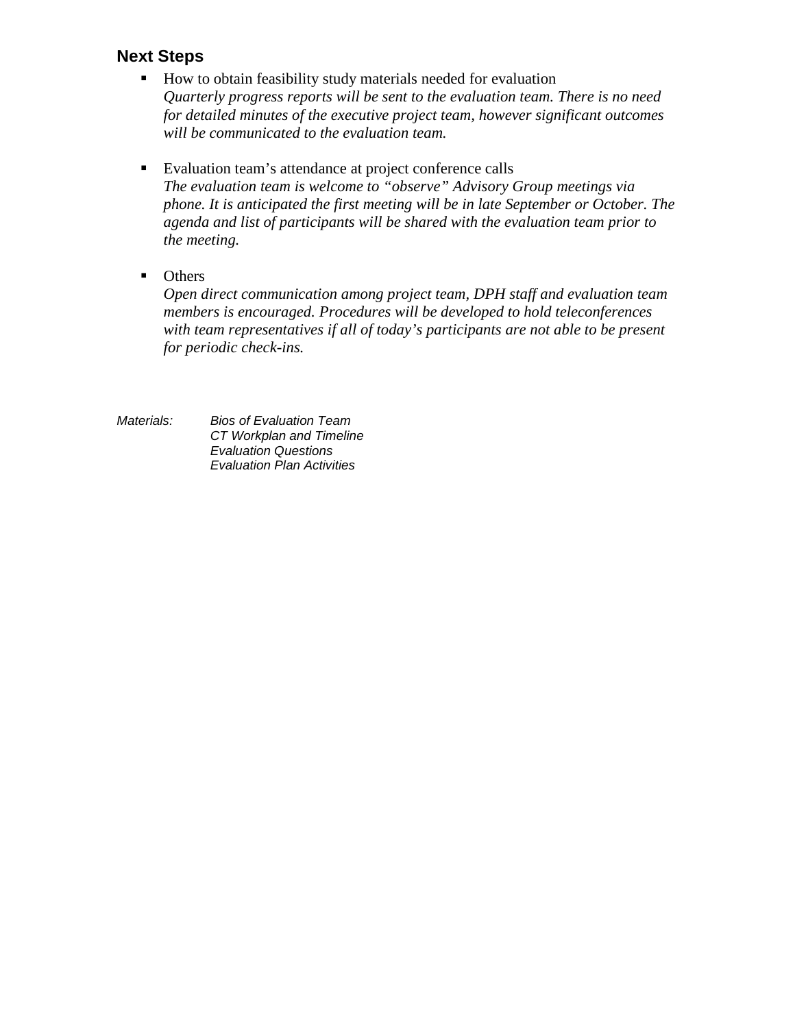## Next Steps

- How to obtain feasibility study materials needed for evaluation
  *Quarterly progress reports will be sent to the evaluation team. There is no need for detailed minutes of the executive project team, however significant outcomes will be communicated to the evaluation team.*

- Evaluation team's attendance at project conference calls
  *The evaluation team is welcome to "observe" Advisory Group meetings via phone. It is anticipated the first meeting will be in late September or October. The agenda and list of participants will be shared with the evaluation team prior to the meeting.*

- Others
  *Open direct communication among project team, DPH staff and evaluation team members is encouraged. Procedures will be developed to hold teleconferences with team representatives if all of today's participants are not able to be present for periodic check-ins.*

*Materials:* *Bios of Evaluation Team*
*CT Workplan and Timeline*
*Evaluation Questions*
*Evaluation Plan Activities*